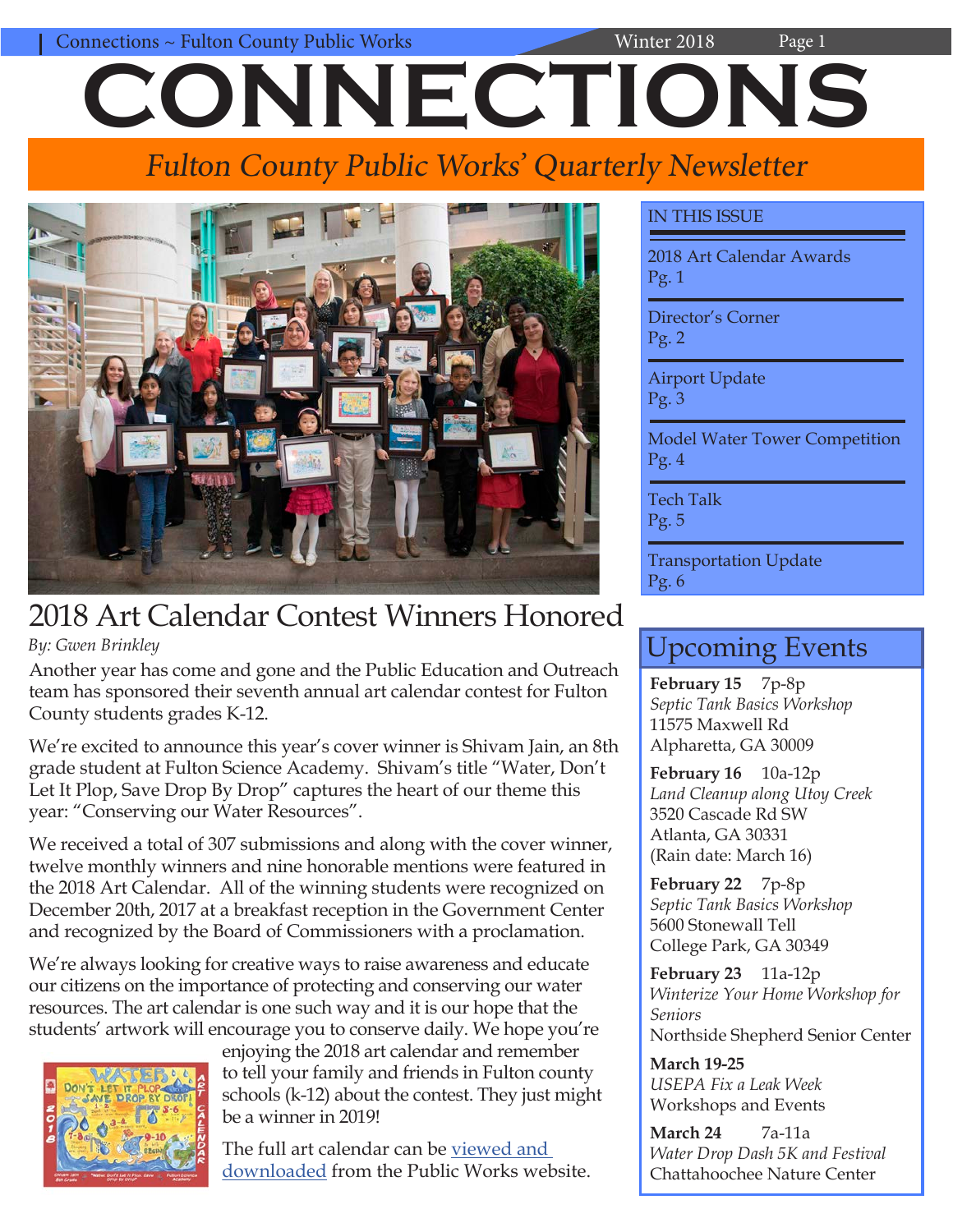# CONNECTIONS

*Fulton County Public Works' Quarterly Newsletter*

## 2018 Art Calendar Contest Winners Honored

*By: Gwen Brinkley*

Another year has come and gone and the Public Education and Outreach team has sponsored their seventh annual art calendar contest for Fulton County students grades K-12.

We're excited to announce this year's cover winner is Shivam Jain, an 8th grade student at Fulton Science Academy. Shivam's title "Water, Don't Let It Plop, Save Drop By Drop" captures the heart of our theme this year: "Conserving our Water Resources".

We received a total of 307 submissions and along with the cover winner, twelve monthly winners and nine honorable mentions were featured in the 2018 Art Calendar. All of the winning students were recognized on December 20th, 2017 at a breakfast reception in the Government Center and recognized by the Board of Commissioners with a proclamation.

We're always looking for creative ways to raise awareness and educate our citizens on the importance of protecting and conserving our water resources. The art calendar is one such way and it is our hope that the students' artwork will encourage you to conserve daily. We hope you're enjoying the 2018 art calendar and remember to tell your family and friends in Fulton county schools (k-12) about the contest. They just might be a winner in 2019!

The full art calendar can be viewed and downloaded from the Public Works website.

---

**IN THIS ISSUE**

- 2018 Art Calendar Awards Pg. 1
- Director's Corner Pg. 2
- Airport Update Pg. 3
- Model Water Tower Competition Pg. 4
- Tech Talk Pg. 5
- Transportation Update Pg. 6

---

## Upcoming Events

**February 15** 7p-8p
*Septic Tank Basics Workshop*
11575 Maxwell Rd
Alpharetta, GA 30009

**February 16** 10a-12p
*Land Cleanup along Utoy Creek*
3520 Cascade Rd SW
Atlanta, GA 30331
(Rain date: March 16)

**February 22** 7p-8p
*Septic Tank Basics Workshop*
5600 Stonewall Tell
College Park, GA 30349

**February 23** 11a-12p
*Winterize Your Home Workshop for Seniors*
Northside Shepherd Senior Center

**March 19-25**
*USEPA Fix a Leak Week*
Workshops and Events

**March 24** 7a-11a
*Water Drop Dash 5K and Festival*
Chattahoochee Nature Center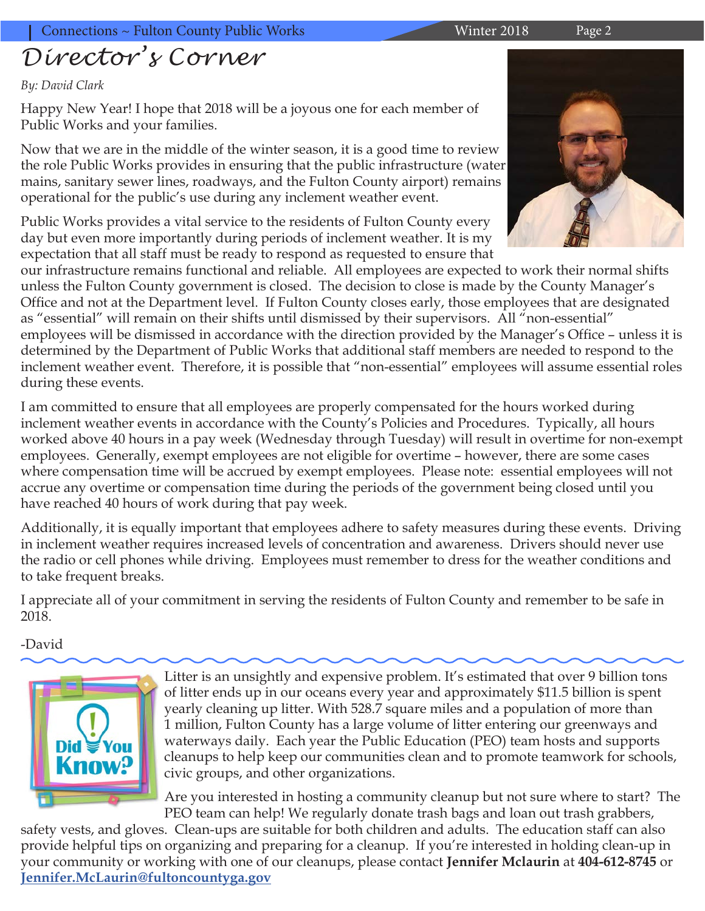# Director's Corner

*By: David Clark*

Happy New Year! I hope that 2018 will be a joyous one for each member of Public Works and your families.

Now that we are in the middle of the winter season, it is a good time to review the role Public Works provides in ensuring that the public infrastructure (water mains, sanitary sewer lines, roadways, and the Fulton County airport) remains operational for the public's use during any inclement weather event.

Public Works provides a vital service to the residents of Fulton County every day but even more importantly during periods of inclement weather. It is my expectation that all staff must be ready to respond as requested to ensure that our infrastructure remains functional and reliable. All employees are expected to work their normal shifts unless the Fulton County government is closed. The decision to close is made by the County Manager's Office and not at the Department level. If Fulton County closes early, those employees that are designated as "essential" will remain on their shifts until dismissed by their supervisors. All "non-essential" employees will be dismissed in accordance with the direction provided by the Manager's Office – unless it is determined by the Department of Public Works that additional staff members are needed to respond to the inclement weather event. Therefore, it is possible that "non-essential" employees will assume essential roles during these events.

I am committed to ensure that all employees are properly compensated for the hours worked during inclement weather events in accordance with the County's Policies and Procedures. Typically, all hours worked above 40 hours in a pay week (Wednesday through Tuesday) will result in overtime for non-exempt employees. Generally, exempt employees are not eligible for overtime – however, there are some cases where compensation time will be accrued by exempt employees. Please note: essential employees will not accrue any overtime or compensation time during the periods of the government being closed until you have reached 40 hours of work during that pay week.

Additionally, it is equally important that employees adhere to safety measures during these events. Driving in inclement weather requires increased levels of concentration and awareness. Drivers should never use the radio or cell phones while driving. Employees must remember to dress for the weather conditions and to take frequent breaks.

I appreciate all of your commitment in serving the residents of Fulton County and remember to be safe in 2018.

-David

---

**Did You Know?**

Litter is an unsightly and expensive problem. It's estimated that over 9 billion tons of litter ends up in our oceans every year and approximately $11.5 billion is spent yearly cleaning up litter. With 528.7 square miles and a population of more than 1 million, Fulton County has a large volume of litter entering our greenways and waterways daily. Each year the Public Education (PEO) team hosts and supports cleanups to help keep our communities clean and to promote teamwork for schools, civic groups, and other organizations.

Are you interested in hosting a community cleanup but not sure where to start? The PEO team can help! We regularly donate trash bags and loan out trash grabbers, safety vests, and gloves. Clean-ups are suitable for both children and adults. The education staff can also provide helpful tips on organizing and preparing for a cleanup. If you're interested in holding clean-up in your community or working with one of our cleanups, please contact **Jennifer Mclaurin** at **404-612-8745** or **Jennifer.McLaurin@fultoncountyga.gov**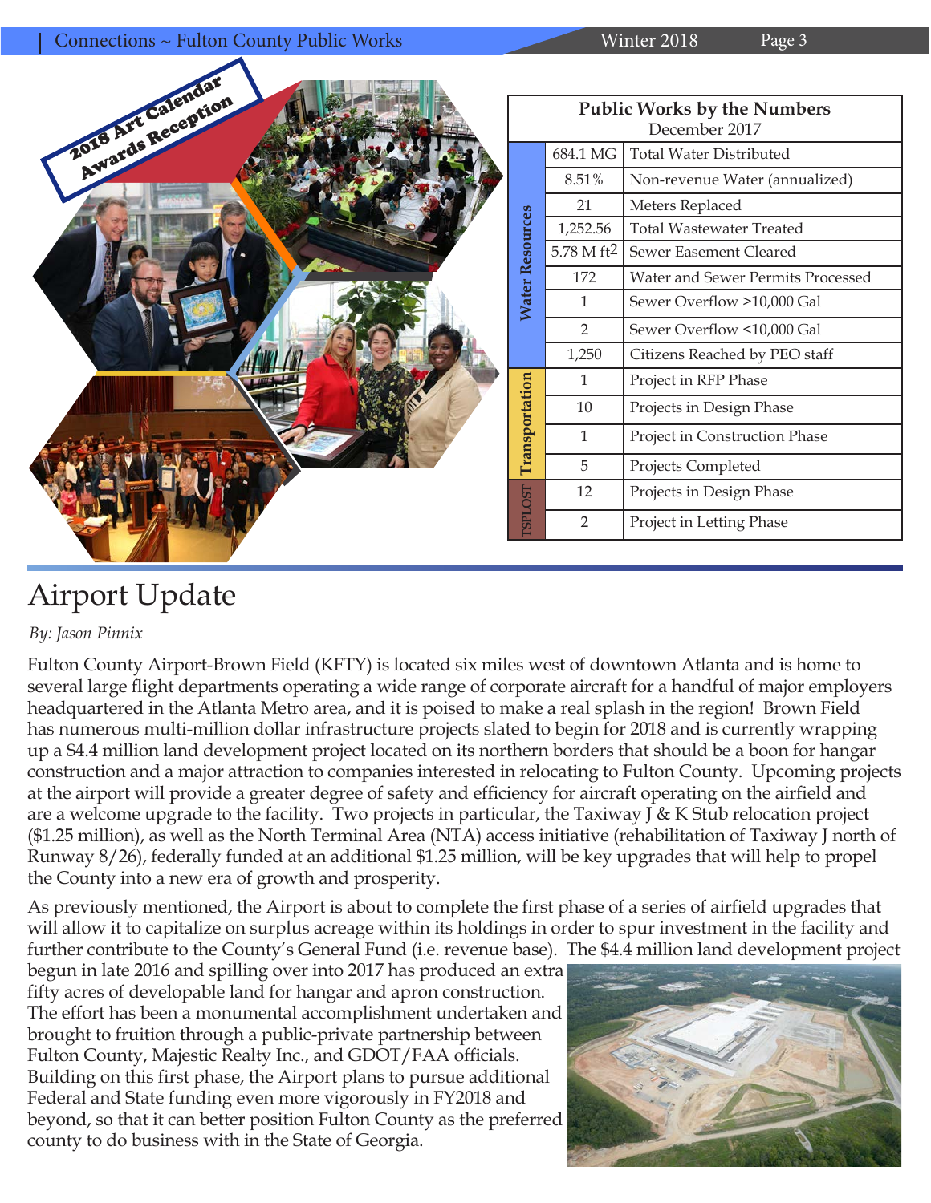## 2018 Art Calendar Awards Reception

| Public Works by the Numbers December 2017 | | |
|---|---|---|
| Water Resources | 684.1 MG | Total Water Distributed |
| | 8.51% | Non-revenue Water (annualized) |
| | 21 | Meters Replaced |
| | 1,252.56 | Total Wastewater Treated |
| | 5.78 M $ft^2$ | Sewer Easement Cleared |
| | 172 | Water and Sewer Permits Processed |
| | 1 | Sewer Overflow >10,000 Gal |
| | 2 | Sewer Overflow <10,000 Gal |
| | 1,250 | Citizens Reached by PEO staff |
| Transportation | 1 | Project in RFP Phase |
| | 10 | Projects in Design Phase |
| | 1 | Project in Construction Phase |
| | 5 | Projects Completed |
| TSPLOST | 12 | Projects in Design Phase |
| | 2 | Project in Letting Phase |

# Airport Update

*By: Jason Pinnix*

Fulton County Airport-Brown Field (KFTY) is located six miles west of downtown Atlanta and is home to several large flight departments operating a wide range of corporate aircraft for a handful of major employers headquartered in the Atlanta Metro area, and it is poised to make a real splash in the region! Brown Field has numerous multi-million dollar infrastructure projects slated to begin for 2018 and is currently wrapping up a $4.4 million land development project located on its northern borders that should be a boon for hangar construction and a major attraction to companies interested in relocating to Fulton County. Upcoming projects at the airport will provide a greater degree of safety and efficiency for aircraft operating on the airfield and are a welcome upgrade to the facility. Two projects in particular, the Taxiway J & K Stub relocation project ($1.25 million), as well as the North Terminal Area (NTA) access initiative (rehabilitation of Taxiway J north of Runway 8/26), federally funded at an additional $1.25 million, will be key upgrades that will help to propel the County into a new era of growth and prosperity.

As previously mentioned, the Airport is about to complete the first phase of a series of airfield upgrades that will allow it to capitalize on surplus acreage within its holdings in order to spur investment in the facility and further contribute to the County's General Fund (i.e. revenue base). The $4.4 million land development project begun in late 2016 and spilling over into 2017 has produced an extra fifty acres of developable land for hangar and apron construction. The effort has been a monumental accomplishment undertaken and brought to fruition through a public-private partnership between Fulton County, Majestic Realty Inc., and GDOT/FAA officials. Building on this first phase, the Airport plans to pursue additional Federal and State funding even more vigorously in FY2018 and beyond, so that it can better position Fulton County as the preferred county to do business with in the State of Georgia.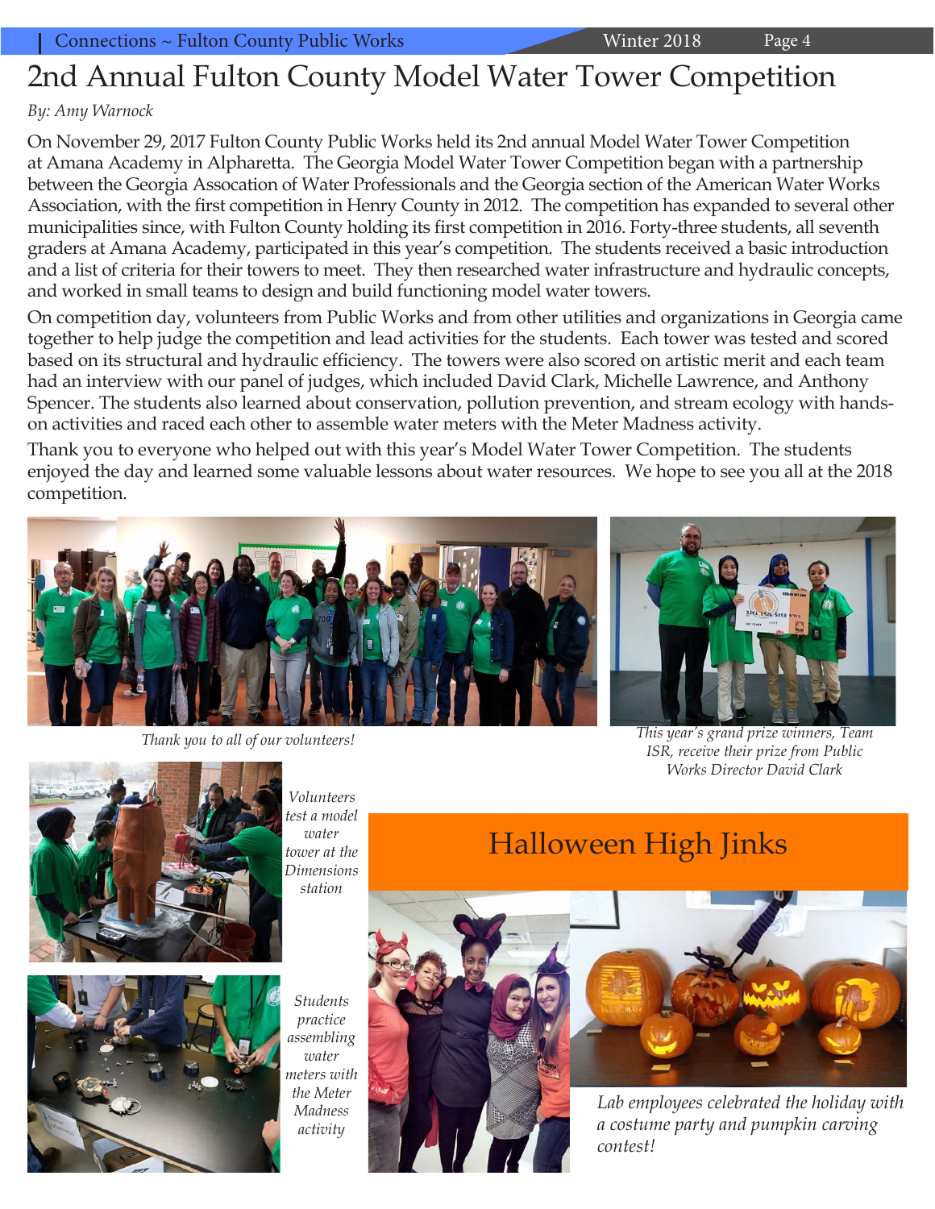# 2nd Annual Fulton County Model Water Tower Competition

*By: Amy Warnock*

On November 29, 2017 Fulton County Public Works held its 2nd annual Model Water Tower Competition at Amana Academy in Alpharetta. The Georgia Model Water Tower Competition began with a partnership between the Georgia Assocation of Water Professionals and the Georgia section of the American Water Works Association, with the first competition in Henry County in 2012. The competition has expanded to several other municipalities since, with Fulton County holding its first competition in 2016. Forty-three students, all seventh graders at Amana Academy, participated in this year's competition. The students received a basic introduction and a list of criteria for their towers to meet. They then researched water infrastructure and hydraulic concepts, and worked in small teams to design and build functioning model water towers.

On competition day, volunteers from Public Works and from other utilities and organizations in Georgia came together to help judge the competition and lead activities for the students. Each tower was tested and scored based on its structural and hydraulic efficiency. The towers were also scored on artistic merit and each team had an interview with our panel of judges, which included David Clark, Michelle Lawrence, and Anthony Spencer. The students also learned about conservation, pollution prevention, and stream ecology with hands-on activities and raced each other to assemble water meters with the Meter Madness activity.

Thank you to everyone who helped out with this year's Model Water Tower Competition. The students enjoyed the day and learned some valuable lessons about water resources. We hope to see you all at the 2018 competition.

*Thank you to all of our volunteers!*

*This year's grand prize winners, Team ISR, receive their prize from Public Works Director David Clark*

*Volunteers test a model water tower at the Dimensions station*

*Students practice assembling water meters with the Meter Madness activity*

## Halloween High Jinks

*Lab employees celebrated the holiday with a costume party and pumpkin carving contest!*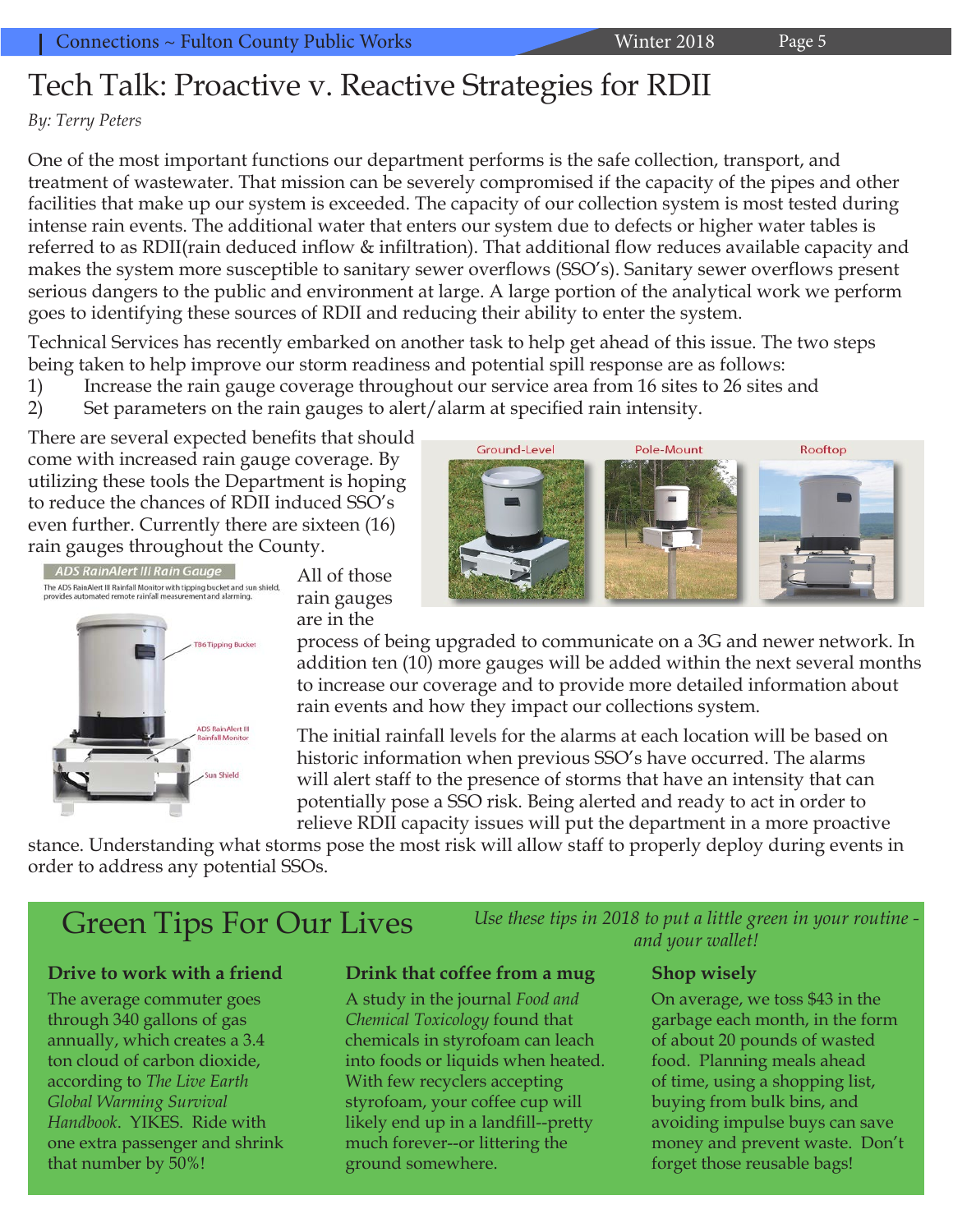# Tech Talk: Proactive v. Reactive Strategies for RDII

*By: Terry Peters*

One of the most important functions our department performs is the safe collection, transport, and treatment of wastewater. That mission can be severely compromised if the capacity of the pipes and other facilities that make up our system is exceeded. The capacity of our collection system is most tested during intense rain events. The additional water that enters our system due to defects or higher water tables is referred to as RDII(rain deduced inflow & infiltration). That additional flow reduces available capacity and makes the system more susceptible to sanitary sewer overflows (SSO's). Sanitary sewer overflows present serious dangers to the public and environment at large. A large portion of the analytical work we perform goes to identifying these sources of RDII and reducing their ability to enter the system.

Technical Services has recently embarked on another task to help get ahead of this issue. The two steps being taken to help improve our storm readiness and potential spill response are as follows:

1) Increase the rain gauge coverage throughout our service area from 16 sites to 26 sites and
2) Set parameters on the rain gauges to alert/alarm at specified rain intensity.

There are several expected benefits that should come with increased rain gauge coverage. By utilizing these tools the Department is hoping to reduce the chances of RDII induced SSO's even further. Currently there are sixteen (16) rain gauges throughout the County.

Ground-Level Pole-Mount Rooftop

**ADS RainAlert III Rain Gauge**

The ADS RainAlert III Rainfall Monitor with tipping bucket and sun shield, provides automated remote rainfall measurement and alarming.

TB6 Tipping Bucket

ADS RainAlert III Rainfall Monitor

Sun Shield

All of those rain gauges are in the process of being upgraded to communicate on a 3G and newer network. In addition ten (10) more gauges will be added within the next several months to increase our coverage and to provide more detailed information about rain events and how they impact our collections system.

The initial rainfall levels for the alarms at each location will be based on historic information when previous SSO's have occurred. The alarms will alert staff to the presence of storms that have an intensity that can potentially pose a SSO risk. Being alerted and ready to act in order to relieve RDII capacity issues will put the department in a more proactive stance. Understanding what storms pose the most risk will allow staff to properly deploy during events in order to address any potential SSOs.

## Green Tips For Our Lives

*Use these tips in 2018 to put a little green in your routine - and your wallet!*

### Drive to work with a friend

The average commuter goes through 340 gallons of gas annually, which creates a 3.4 ton cloud of carbon dioxide, according to *The Live Earth Global Warming Survival Handbook*. YIKES. Ride with one extra passenger and shrink that number by 50%!

### Drink that coffee from a mug

A study in the journal *Food and Chemical Toxicology* found that chemicals in styrofoam can leach into foods or liquids when heated. With few recyclers accepting styrofoam, your coffee cup will likely end up in a landfill--pretty much forever--or littering the ground somewhere.

### Shop wisely

On average, we toss $43 in the garbage each month, in the form of about 20 pounds of wasted food. Planning meals ahead of time, using a shopping list, buying from bulk bins, and avoiding impulse buys can save money and prevent waste. Don't forget those reusable bags!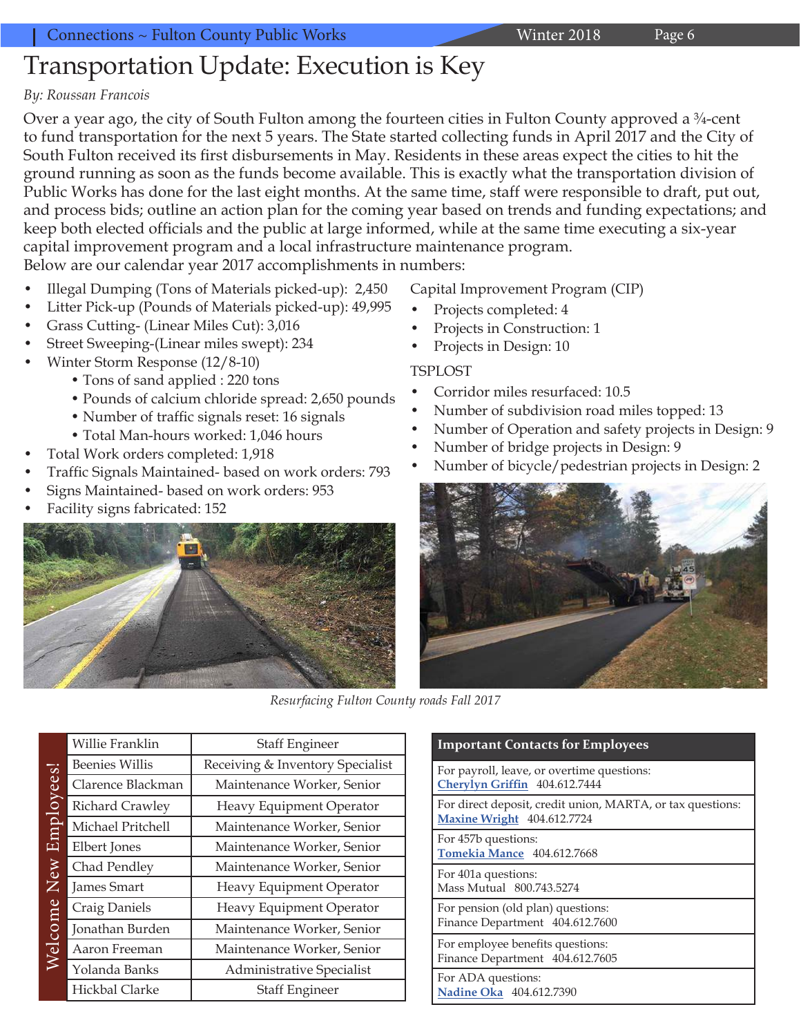# Transportation Update: Execution is Key

*By: Roussan Francois*

Over a year ago, the city of South Fulton among the fourteen cities in Fulton County approved a ¾-cent to fund transportation for the next 5 years. The State started collecting funds in April 2017 and the City of South Fulton received its first disbursements in May. Residents in these areas expect the cities to hit the ground running as soon as the funds become available. This is exactly what the transportation division of Public Works has done for the last eight months. At the same time, staff were responsible to draft, put out, and process bids; outline an action plan for the coming year based on trends and funding expectations; and keep both elected officials and the public at large informed, while at the same time executing a six-year capital improvement program and a local infrastructure maintenance program.

Below are our calendar year 2017 accomplishments in numbers:

- Illegal Dumping (Tons of Materials picked-up): 2,450
- Litter Pick-up (Pounds of Materials picked-up): 49,995
- Grass Cutting- (Linear Miles Cut): 3,016
- Street Sweeping-(Linear miles swept): 234
- Winter Storm Response (12/8-10)
  - Tons of sand applied : 220 tons
  - Pounds of calcium chloride spread: 2,650 pounds
  - Number of traffic signals reset: 16 signals
  - Total Man-hours worked: 1,046 hours
- Total Work orders completed: 1,918
- Traffic Signals Maintained- based on work orders: 793
- Signs Maintained- based on work orders: 953
- Facility signs fabricated: 152

Capital Improvement Program (CIP)

- Projects completed: 4
- Projects in Construction: 1
- Projects in Design: 10

TSPLOST

- Corridor miles resurfaced: 10.5
- Number of subdivision road miles topped: 13
- Number of Operation and safety projects in Design: 9
- Number of bridge projects in Design: 9
- Number of bicycle/pedestrian projects in Design: 2

*Resurfacing Fulton County roads Fall 2017*

**Welcome New Employees!**

| | |
|---|---|
| Willie Franklin | Staff Engineer |
| Beenies Willis | Receiving & Inventory Specialist |
| Clarence Blackman | Maintenance Worker, Senior |
| Richard Crawley | Heavy Equipment Operator |
| Michael Pritchell | Maintenance Worker, Senior |
| Elbert Jones | Maintenance Worker, Senior |
| Chad Pendley | Maintenance Worker, Senior |
| James Smart | Heavy Equipment Operator |
| Craig Daniels | Heavy Equipment Operator |
| Jonathan Burden | Maintenance Worker, Senior |
| Aaron Freeman | Maintenance Worker, Senior |
| Yolanda Banks | Administrative Specialist |
| Hickbal Clarke | Staff Engineer |

| Important Contacts for Employees |
|---|
| For payroll, leave, or overtime questions: **Cherylyn Griffin** 404.612.7444 |
| For direct deposit, credit union, MARTA, or tax questions: **Maxine Wright** 404.612.7724 |
| For 457b questions: **Tomekia Mance** 404.612.7668 |
| For 401a questions: Mass Mutual 800.743.5274 |
| For pension (old plan) questions: Finance Department 404.612.7600 |
| For employee benefits questions: Finance Department 404.612.7605 |
| For ADA questions: **Nadine Oka** 404.612.7390 |